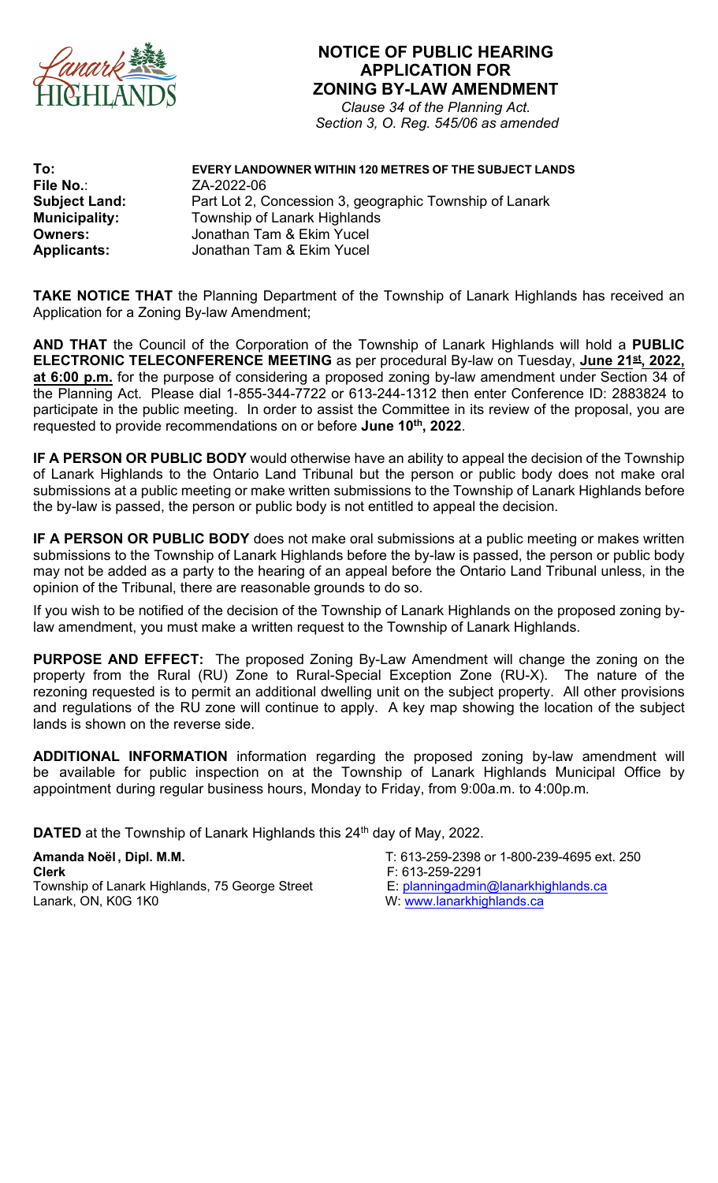# NOTICE OF PUBLIC HEARING
## APPLICATION FOR
## ZONING BY-LAW AMENDMENT

*Clause 34 of the Planning Act.*
*Section 3, O. Reg. 545/06 as amended*

**To:** **EVERY LANDOWNER WITHIN 120 METRES OF THE SUBJECT LANDS**
**File No.**: ZA-2022-06
**Subject Land:** Part Lot 2, Concession 3, geographic Township of Lanark
**Municipality:** Township of Lanark Highlands
**Owners:** Jonathan Tam & Ekim Yucel
**Applicants:** Jonathan Tam & Ekim Yucel

**TAKE NOTICE THAT** the Planning Department of the Township of Lanark Highlands has received an Application for a Zoning By-law Amendment;

**AND THAT** the Council of the Corporation of the Township of Lanark Highlands will hold a **PUBLIC ELECTRONIC TELECONFERENCE MEETING** as per procedural By-law on Tuesday, **June 21st, 2022, at 6:00 p.m.** for the purpose of considering a proposed zoning by-law amendment under Section 34 of the Planning Act. Please dial 1-855-344-7722 or 613-244-1312 then enter Conference ID: 2883824 to participate in the public meeting. In order to assist the Committee in its review of the proposal, you are requested to provide recommendations on or before **June 10th, 2022**.

**IF A PERSON OR PUBLIC BODY** would otherwise have an ability to appeal the decision of the Township of Lanark Highlands to the Ontario Land Tribunal but the person or public body does not make oral submissions at a public meeting or make written submissions to the Township of Lanark Highlands before the by-law is passed, the person or public body is not entitled to appeal the decision.

**IF A PERSON OR PUBLIC BODY** does not make oral submissions at a public meeting or makes written submissions to the Township of Lanark Highlands before the by-law is passed, the person or public body may not be added as a party to the hearing of an appeal before the Ontario Land Tribunal unless, in the opinion of the Tribunal, there are reasonable grounds to do so.

If you wish to be notified of the decision of the Township of Lanark Highlands on the proposed zoning by-law amendment, you must make a written request to the Township of Lanark Highlands.

**PURPOSE AND EFFECT:** The proposed Zoning By-Law Amendment will change the zoning on the property from the Rural (RU) Zone to Rural-Special Exception Zone (RU-X). The nature of the rezoning requested is to permit an additional dwelling unit on the subject property. All other provisions and regulations of the RU zone will continue to apply. A key map showing the location of the subject lands is shown on the reverse side.

**ADDITIONAL INFORMATION** information regarding the proposed zoning by-law amendment will be available for public inspection on at the Township of Lanark Highlands Municipal Office by appointment during regular business hours, Monday to Friday, from 9:00a.m. to 4:00p.m.

**DATED** at the Township of Lanark Highlands this 24th day of May, 2022.

**Amanda Noël, Dipl. M.M.**
**Clerk**
Township of Lanark Highlands, 75 George Street
Lanark, ON, K0G 1K0

T: 613-259-2398 or 1-800-239-4695 ext. 250
F: 613-259-2291
E: planningadmin@lanarkhighlands.ca
W: www.lanarkhighlands.ca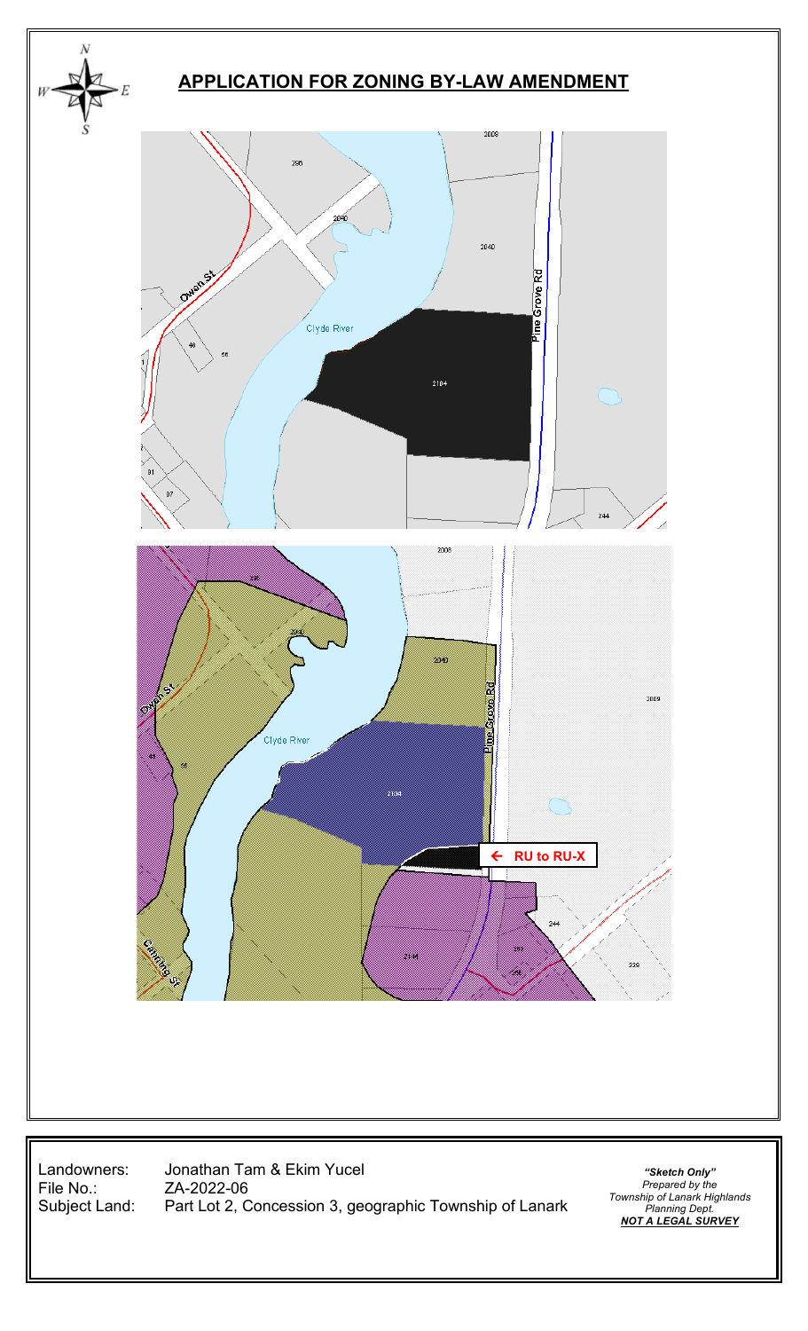## APPLICATION FOR ZONING BY-LAW AMENDMENT

N
W
E
S

2008
295
2040
2040
Owen St
Pine Grove Rd
Clyde River
48
56
2104
91
97
244

2008
295
2040
2040
Owen St
Pine Grove Rd
2009
Clyde River
48
56
2104
← RU to RU-X
244
Canning St
2144
252
256
239

Landowners: Jonathan Tam & Ekim Yucel
File No.: ZA-2022-06
Subject Land: Part Lot 2, Concession 3, geographic Township of Lanark

***"Sketch Only"***
*Prepared by the*
*Township of Lanark Highlands*
*Planning Dept.*
***NOT A LEGAL SURVEY***